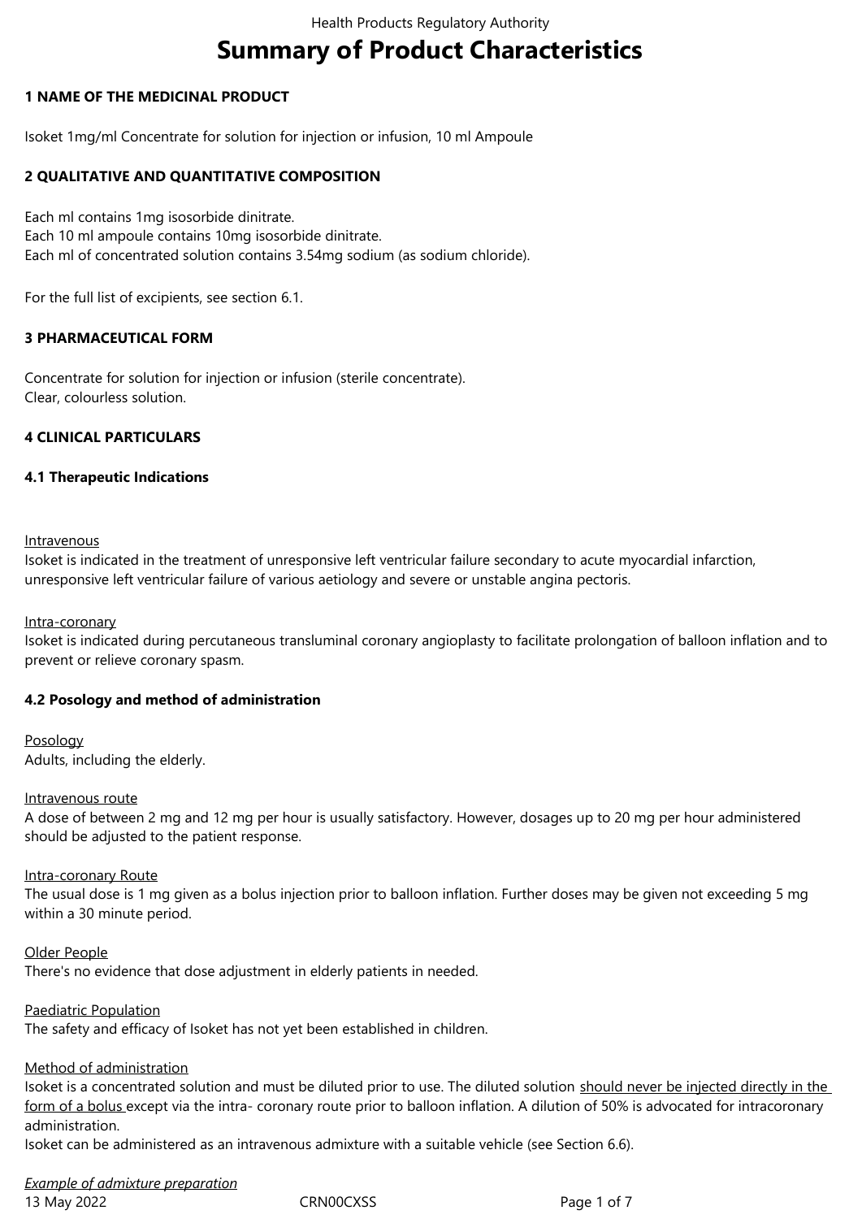# Summary of Product Characteristics

## 1 NAME OF THE MEDICINAL PRODUCT

Isoket 1mg/ml Concentrate for solution for injection or infusion, 10 ml Ampoule

## 2 QUALITATIVE AND QUANTITATIVE COMPOSITION

Each ml contains 1mg isosorbide dinitrate.
Each 10 ml ampoule contains 10mg isosorbide dinitrate.
Each ml of concentrated solution contains 3.54mg sodium (as sodium chloride).

For the full list of excipients, see section 6.1.

## 3 PHARMACEUTICAL FORM

Concentrate for solution for injection or infusion (sterile concentrate).
Clear, colourless solution.

## 4 CLINICAL PARTICULARS

### 4.1 Therapeutic Indications

Intravenous
Isoket is indicated in the treatment of unresponsive left ventricular failure secondary to acute myocardial infarction, unresponsive left ventricular failure of various aetiology and severe or unstable angina pectoris.

Intra-coronary
Isoket is indicated during percutaneous transluminal coronary angioplasty to facilitate prolongation of balloon inflation and to prevent or relieve coronary spasm.

### 4.2 Posology and method of administration

Posology
Adults, including the elderly.

Intravenous route
A dose of between 2 mg and 12 mg per hour is usually satisfactory. However, dosages up to 20 mg per hour administered should be adjusted to the patient response.

Intra-coronary Route
The usual dose is 1 mg given as a bolus injection prior to balloon inflation. Further doses may be given not exceeding 5 mg within a 30 minute period.

Older People
There's no evidence that dose adjustment in elderly patients in needed.

Paediatric Population
The safety and efficacy of Isoket has not yet been established in children.

Method of administration
Isoket is a concentrated solution and must be diluted prior to use. The diluted solution should never be injected directly in the form of a bolus except via the intra- coronary route prior to balloon inflation. A dilution of 50% is advocated for intracoronary administration.
Isoket can be administered as an intravenous admixture with a suitable vehicle (see Section 6.6).

*Example of admixture preparation*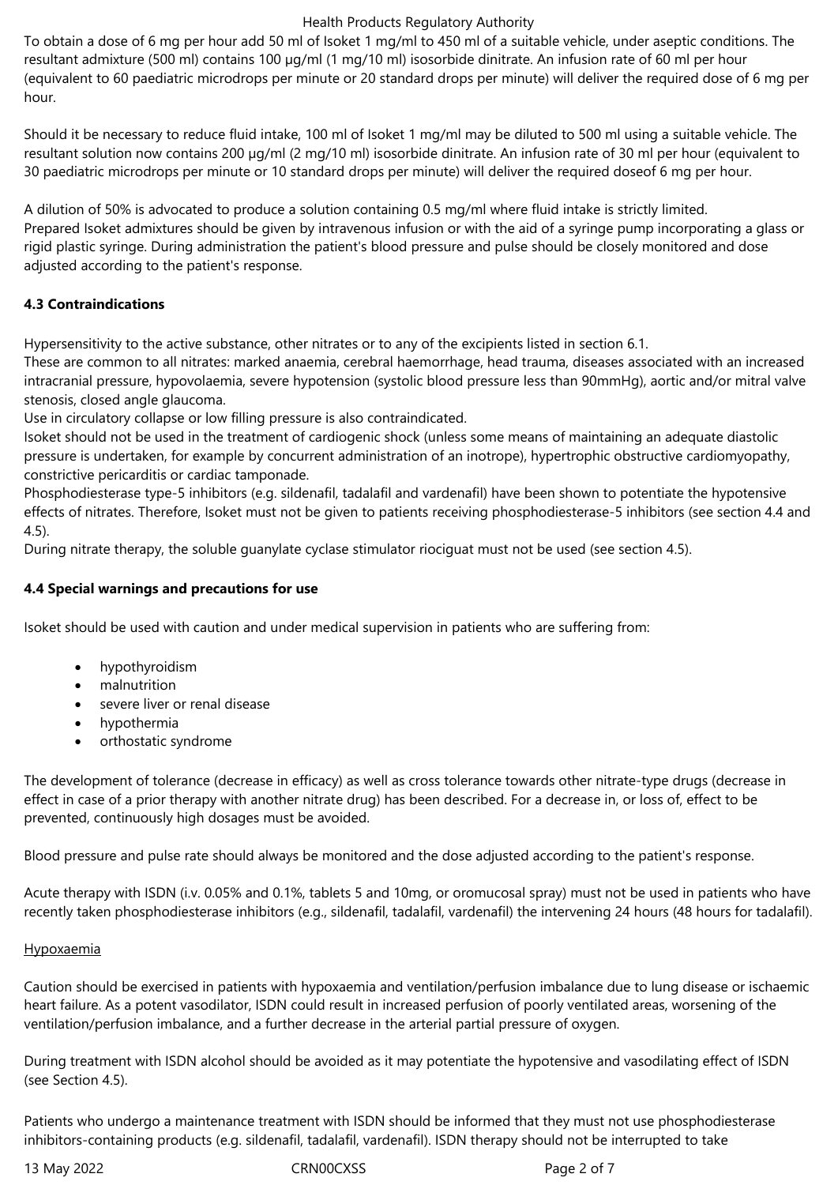To obtain a dose of 6 mg per hour add 50 ml of Isoket 1 mg/ml to 450 ml of a suitable vehicle, under aseptic conditions. The resultant admixture (500 ml) contains 100 µg/ml (1 mg/10 ml) isosorbide dinitrate. An infusion rate of 60 ml per hour (equivalent to 60 paediatric microdrops per minute or 20 standard drops per minute) will deliver the required dose of 6 mg per hour.

Should it be necessary to reduce fluid intake, 100 ml of Isoket 1 mg/ml may be diluted to 500 ml using a suitable vehicle. The resultant solution now contains 200 µg/ml (2 mg/10 ml) isosorbide dinitrate. An infusion rate of 30 ml per hour (equivalent to 30 paediatric microdrops per minute or 10 standard drops per minute) will deliver the required doseof 6 mg per hour.

A dilution of 50% is advocated to produce a solution containing 0.5 mg/ml where fluid intake is strictly limited.
Prepared Isoket admixtures should be given by intravenous infusion or with the aid of a syringe pump incorporating a glass or rigid plastic syringe. During administration the patient's blood pressure and pulse should be closely monitored and dose adjusted according to the patient's response.

## 4.3 Contraindications

Hypersensitivity to the active substance, other nitrates or to any of the excipients listed in section 6.1.
These are common to all nitrates: marked anaemia, cerebral haemorrhage, head trauma, diseases associated with an increased intracranial pressure, hypovolaemia, severe hypotension (systolic blood pressure less than 90mmHg), aortic and/or mitral valve stenosis, closed angle glaucoma.
Use in circulatory collapse or low filling pressure is also contraindicated.
Isoket should not be used in the treatment of cardiogenic shock (unless some means of maintaining an adequate diastolic pressure is undertaken, for example by concurrent administration of an inotrope), hypertrophic obstructive cardiomyopathy, constrictive pericarditis or cardiac tamponade.
Phosphodiesterase type-5 inhibitors (e.g. sildenafil, tadalafil and vardenafil) have been shown to potentiate the hypotensive effects of nitrates. Therefore, Isoket must not be given to patients receiving phosphodiesterase-5 inhibitors (see section 4.4 and 4.5).
During nitrate therapy, the soluble guanylate cyclase stimulator riociguat must not be used (see section 4.5).

## 4.4 Special warnings and precautions for use

Isoket should be used with caution and under medical supervision in patients who are suffering from:

- hypothyroidism
- malnutrition
- severe liver or renal disease
- hypothermia
- orthostatic syndrome

The development of tolerance (decrease in efficacy) as well as cross tolerance towards other nitrate-type drugs (decrease in effect in case of a prior therapy with another nitrate drug) has been described. For a decrease in, or loss of, effect to be prevented, continuously high dosages must be avoided.

Blood pressure and pulse rate should always be monitored and the dose adjusted according to the patient's response.

Acute therapy with ISDN (i.v. 0.05% and 0.1%, tablets 5 and 10mg, or oromucosal spray) must not be used in patients who have recently taken phosphodiesterase inhibitors (e.g., sildenafil, tadalafil, vardenafil) the intervening 24 hours (48 hours for tadalafil).

<u>Hypoxaemia</u>

Caution should be exercised in patients with hypoxaemia and ventilation/perfusion imbalance due to lung disease or ischaemic heart failure. As a potent vasodilator, ISDN could result in increased perfusion of poorly ventilated areas, worsening of the ventilation/perfusion imbalance, and a further decrease in the arterial partial pressure of oxygen.

During treatment with ISDN alcohol should be avoided as it may potentiate the hypotensive and vasodilating effect of ISDN (see Section 4.5).

Patients who undergo a maintenance treatment with ISDN should be informed that they must not use phosphodiesterase inhibitors-containing products (e.g. sildenafil, tadalafil, vardenafil). ISDN therapy should not be interrupted to take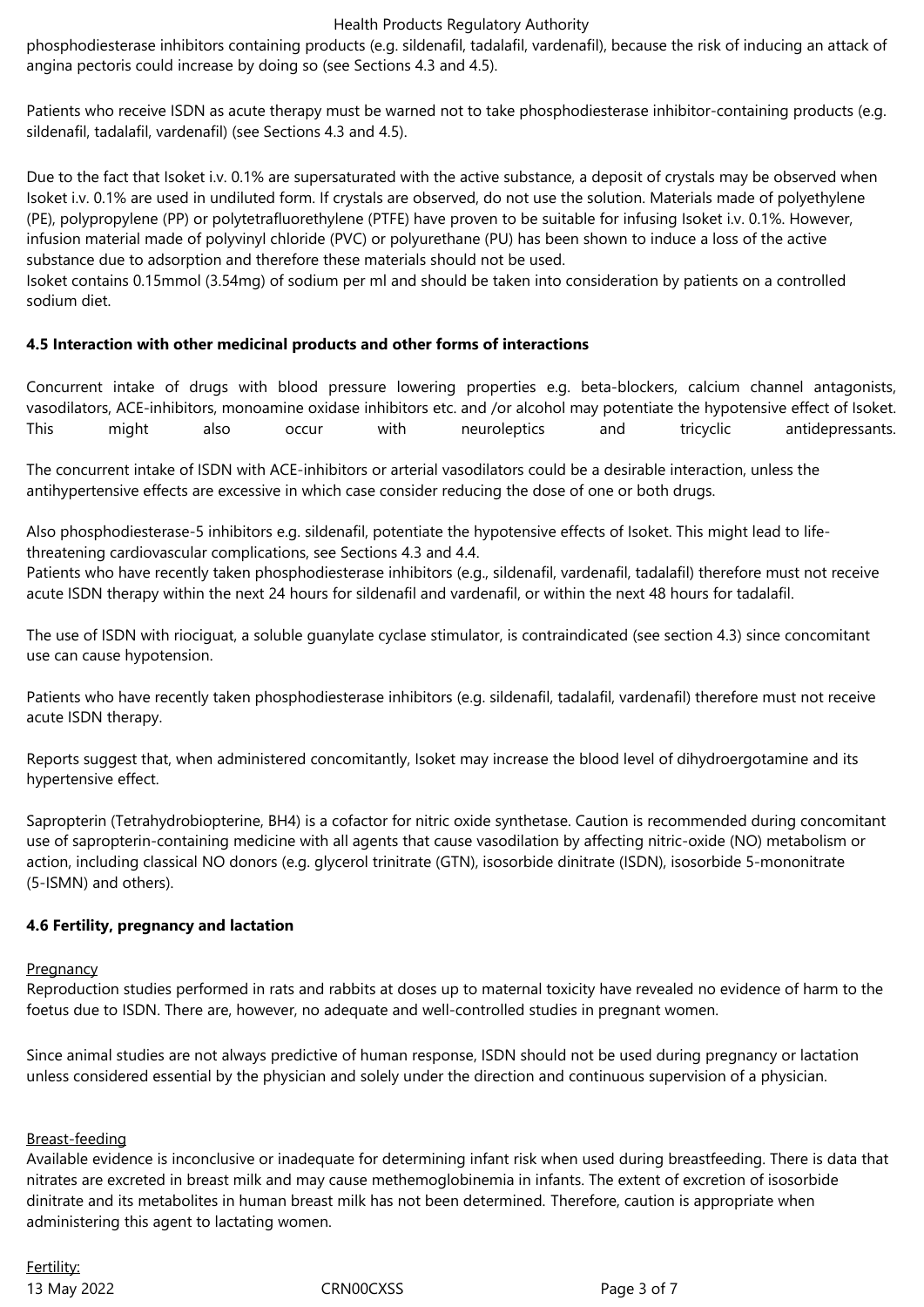phosphodiesterase inhibitors containing products (e.g. sildenafil, tadalafil, vardenafil), because the risk of inducing an attack of angina pectoris could increase by doing so (see Sections 4.3 and 4.5).

Patients who receive ISDN as acute therapy must be warned not to take phosphodiesterase inhibitor-containing products (e.g. sildenafil, tadalafil, vardenafil) (see Sections 4.3 and 4.5).

Due to the fact that Isoket i.v. 0.1% are supersaturated with the active substance, a deposit of crystals may be observed when Isoket i.v. 0.1% are used in undiluted form. If crystals are observed, do not use the solution. Materials made of polyethylene (PE), polypropylene (PP) or polytetrafluorethylene (PTFE) have proven to be suitable for infusing Isoket i.v. 0.1%. However, infusion material made of polyvinyl chloride (PVC) or polyurethane (PU) has been shown to induce a loss of the active substance due to adsorption and therefore these materials should not be used.
Isoket contains 0.15mmol (3.54mg) of sodium per ml and should be taken into consideration by patients on a controlled sodium diet.

**4.5 Interaction with other medicinal products and other forms of interactions**

Concurrent intake of drugs with blood pressure lowering properties e.g. beta-blockers, calcium channel antagonists, vasodilators, ACE-inhibitors, monoamine oxidase inhibitors etc. and /or alcohol may potentiate the hypotensive effect of Isoket. This might also occur with neuroleptics and tricyclic antidepressants.

The concurrent intake of ISDN with ACE-inhibitors or arterial vasodilators could be a desirable interaction, unless the antihypertensive effects are excessive in which case consider reducing the dose of one or both drugs.

Also phosphodiesterase-5 inhibitors e.g. sildenafil, potentiate the hypotensive effects of Isoket. This might lead to life-threatening cardiovascular complications, see Sections 4.3 and 4.4.
Patients who have recently taken phosphodiesterase inhibitors (e.g., sildenafil, vardenafil, tadalafil) therefore must not receive acute ISDN therapy within the next 24 hours for sildenafil and vardenafil, or within the next 48 hours for tadalafil.

The use of ISDN with riociguat, a soluble guanylate cyclase stimulator, is contraindicated (see section 4.3) since concomitant use can cause hypotension.

Patients who have recently taken phosphodiesterase inhibitors (e.g. sildenafil, tadalafil, vardenafil) therefore must not receive acute ISDN therapy.

Reports suggest that, when administered concomitantly, Isoket may increase the blood level of dihydroergotamine and its hypertensive effect.

Sapropterin (Tetrahydrobiopterine, BH4) is a cofactor for nitric oxide synthetase. Caution is recommended during concomitant use of sapropterin-containing medicine with all agents that cause vasodilation by affecting nitric-oxide (NO) metabolism or action, including classical NO donors (e.g. glycerol trinitrate (GTN), isosorbide dinitrate (ISDN), isosorbide 5-mononitrate (5-ISMN) and others).

**4.6 Fertility, pregnancy and lactation**

Pregnancy
Reproduction studies performed in rats and rabbits at doses up to maternal toxicity have revealed no evidence of harm to the foetus due to ISDN. There are, however, no adequate and well-controlled studies in pregnant women.

Since animal studies are not always predictive of human response, ISDN should not be used during pregnancy or lactation unless considered essential by the physician and solely under the direction and continuous supervision of a physician.

Breast-feeding
Available evidence is inconclusive or inadequate for determining infant risk when used during breastfeeding. There is data that nitrates are excreted in breast milk and may cause methemoglobinemia in infants. The extent of excretion of isosorbide dinitrate and its metabolites in human breast milk has not been determined. Therefore, caution is appropriate when administering this agent to lactating women.

Fertility: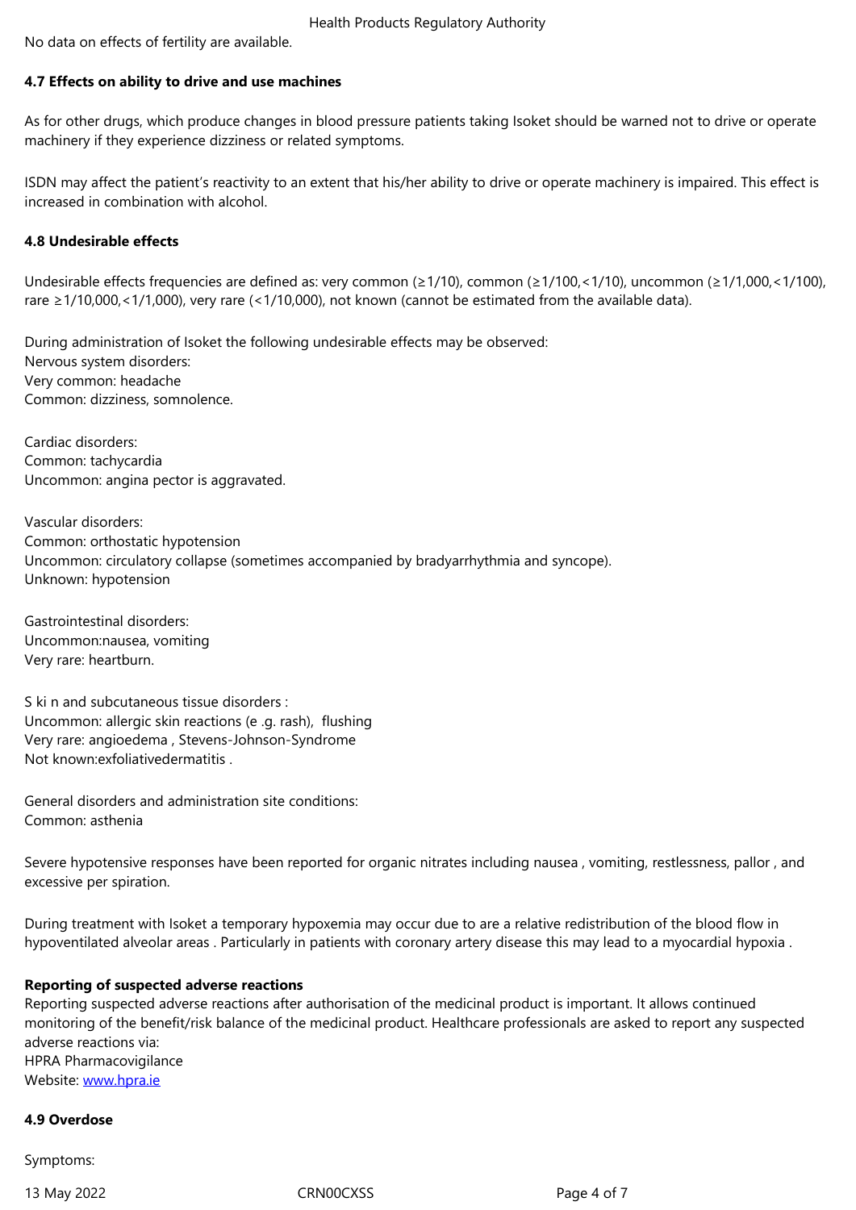No data on effects of fertility are available.

**4.7 Effects on ability to drive and use machines**

As for other drugs, which produce changes in blood pressure patients taking Isoket should be warned not to drive or operate machinery if they experience dizziness or related symptoms.

ISDN may affect the patient's reactivity to an extent that his/her ability to drive or operate machinery is impaired. This effect is increased in combination with alcohol.

**4.8 Undesirable effects**

Undesirable effects frequencies are defined as: very common (≥1/10), common (≥1/100,<1/10), uncommon (≥1/1,000,<1/100), rare ≥1/10,000,<1/1,000), very rare (<1/10,000), not known (cannot be estimated from the available data).

During administration of Isoket the following undesirable effects may be observed:
Nervous system disorders:
Very common: headache
Common: dizziness, somnolence.

Cardiac disorders:
Common: tachycardia
Uncommon: angina pector is aggravated.

Vascular disorders:
Common: orthostatic hypotension
Uncommon: circulatory collapse (sometimes accompanied by bradyarrhythmia and syncope).
Unknown: hypotension

Gastrointestinal disorders:
Uncommon:nausea, vomiting
Very rare: heartburn.

S ki n and subcutaneous tissue disorders :
Uncommon: allergic skin reactions (e .g. rash), flushing
Very rare: angioedema , Stevens-Johnson-Syndrome
Not known:exfoliativedermatitis .

General disorders and administration site conditions:
Common: asthenia

Severe hypotensive responses have been reported for organic nitrates including nausea , vomiting, restlessness, pallor , and excessive per spiration.

During treatment with Isoket a temporary hypoxemia may occur due to are a relative redistribution of the blood flow in hypoventilated alveolar areas . Particularly in patients with coronary artery disease this may lead to a myocardial hypoxia .

**Reporting of suspected adverse reactions**
Reporting suspected adverse reactions after authorisation of the medicinal product is important. It allows continued monitoring of the benefit/risk balance of the medicinal product. Healthcare professionals are asked to report any suspected adverse reactions via:
HPRA Pharmacovigilance
Website: www.hpra.ie

**4.9 Overdose**

Symptoms: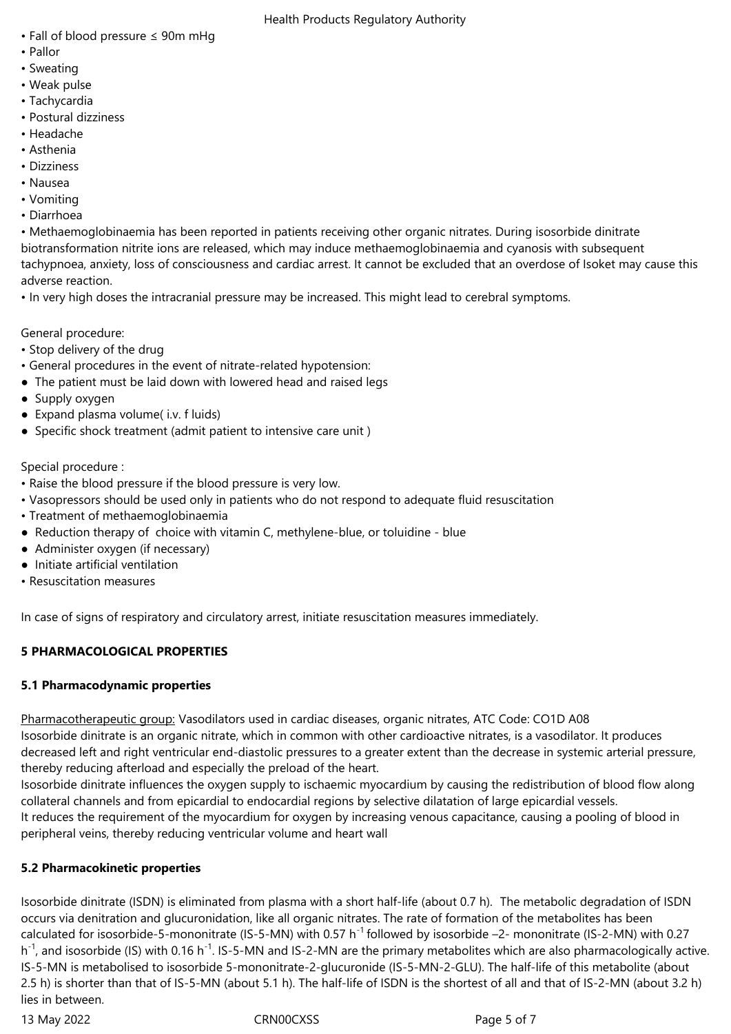- Fall of blood pressure ≤ 90m mHg
- Pallor
- Sweating
- Weak pulse
- Tachycardia
- Postural dizziness
- Headache
- Asthenia
- Dizziness
- Nausea
- Vomiting
- Diarrhoea
- Methaemoglobinaemia has been reported in patients receiving other organic nitrates. During isosorbide dinitrate biotransformation nitrite ions are released, which may induce methaemoglobinaemia and cyanosis with subsequent tachypnoea, anxiety, loss of consciousness and cardiac arrest. It cannot be excluded that an overdose of Isoket may cause this adverse reaction.
- In very high doses the intracranial pressure may be increased. This might lead to cerebral symptoms.

General procedure:
- Stop delivery of the drug
- General procedures in the event of nitrate-related hypotension:
  - The patient must be laid down with lowered head and raised legs
  - Supply oxygen
  - Expand plasma volume( i.v. f luids)
  - Specific shock treatment (admit patient to intensive care unit )

Special procedure :
- Raise the blood pressure if the blood pressure is very low.
- Vasopressors should be used only in patients who do not respond to adequate fluid resuscitation
- Treatment of methaemoglobinaemia
  - Reduction therapy of choice with vitamin C, methylene-blue, or toluidine - blue
  - Administer oxygen (if necessary)
  - Initiate artificial ventilation
- Resuscitation measures

In case of signs of respiratory and circulatory arrest, initiate resuscitation measures immediately.

## 5 PHARMACOLOGICAL PROPERTIES

### 5.1 Pharmacodynamic properties

Pharmacotherapeutic group: Vasodilators used in cardiac diseases, organic nitrates, ATC Code: CO1D A08
Isosorbide dinitrate is an organic nitrate, which in common with other cardioactive nitrates, is a vasodilator. It produces decreased left and right ventricular end-diastolic pressures to a greater extent than the decrease in systemic arterial pressure, thereby reducing afterload and especially the preload of the heart.
Isosorbide dinitrate influences the oxygen supply to ischaemic myocardium by causing the redistribution of blood flow along collateral channels and from epicardial to endocardial regions by selective dilatation of large epicardial vessels.
It reduces the requirement of the myocardium for oxygen by increasing venous capacitance, causing a pooling of blood in peripheral veins, thereby reducing ventricular volume and heart wall

### 5.2 Pharmacokinetic properties

Isosorbide dinitrate (ISDN) is eliminated from plasma with a short half-life (about 0.7 h). The metabolic degradation of ISDN occurs via denitration and glucuronidation, like all organic nitrates. The rate of formation of the metabolites has been calculated for isosorbide-5-mononitrate (IS-5-MN) with 0.57 $h^{-1}$ followed by isosorbide –2- mononitrate (IS-2-MN) with 0.27 $h^{-1}$, and isosorbide (IS) with 0.16 $h^{-1}$. IS-5-MN and IS-2-MN are the primary metabolites which are also pharmacologically active. IS-5-MN is metabolised to isosorbide 5-mononitrate-2-glucuronide (IS-5-MN-2-GLU). The half-life of this metabolite (about 2.5 h) is shorter than that of IS-5-MN (about 5.1 h). The half-life of ISDN is the shortest of all and that of IS-2-MN (about 3.2 h) lies in between.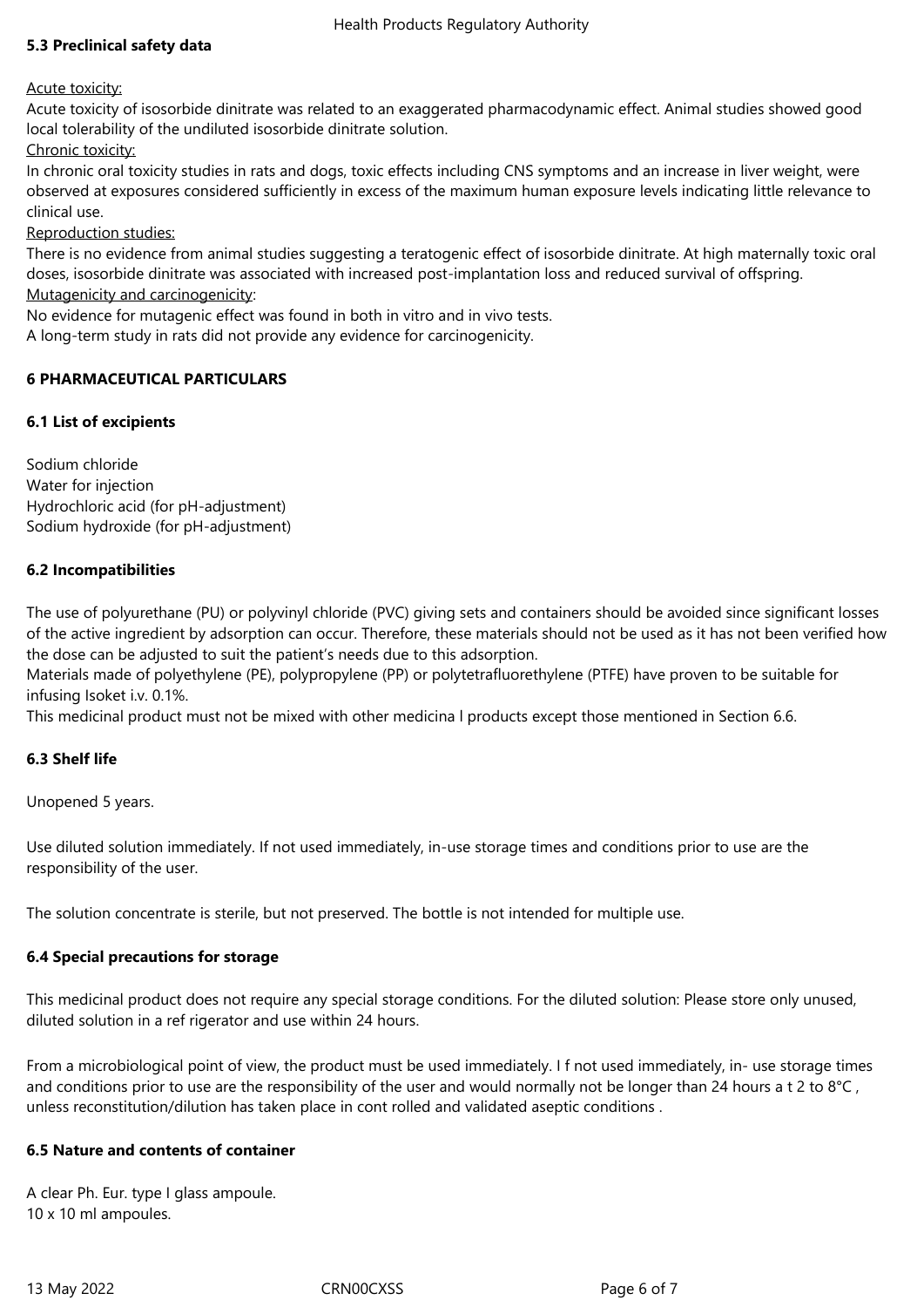### 5.3 Preclinical safety data

Acute toxicity:

Acute toxicity of isosorbide dinitrate was related to an exaggerated pharmacodynamic effect. Animal studies showed good local tolerability of the undiluted isosorbide dinitrate solution.

Chronic toxicity:

In chronic oral toxicity studies in rats and dogs, toxic effects including CNS symptoms and an increase in liver weight, were observed at exposures considered sufficiently in excess of the maximum human exposure levels indicating little relevance to clinical use.

Reproduction studies:

There is no evidence from animal studies suggesting a teratogenic effect of isosorbide dinitrate. At high maternally toxic oral doses, isosorbide dinitrate was associated with increased post-implantation loss and reduced survival of offspring.

Mutagenicity and carcinogenicity:

No evidence for mutagenic effect was found in both in vitro and in vivo tests.

A long-term study in rats did not provide any evidence for carcinogenicity.

## 6 PHARMACEUTICAL PARTICULARS

### 6.1 List of excipients

Sodium chloride
Water for injection
Hydrochloric acid (for pH-adjustment)
Sodium hydroxide (for pH-adjustment)

### 6.2 Incompatibilities

The use of polyurethane (PU) or polyvinyl chloride (PVC) giving sets and containers should be avoided since significant losses of the active ingredient by adsorption can occur. Therefore, these materials should not be used as it has not been verified how the dose can be adjusted to suit the patient's needs due to this adsorption.

Materials made of polyethylene (PE), polypropylene (PP) or polytetrafluorethylene (PTFE) have proven to be suitable for infusing Isoket i.v. 0.1%.

This medicinal product must not be mixed with other medicina l products except those mentioned in Section 6.6.

### 6.3 Shelf life

Unopened 5 years.

Use diluted solution immediately. If not used immediately, in-use storage times and conditions prior to use are the responsibility of the user.

The solution concentrate is sterile, but not preserved. The bottle is not intended for multiple use.

### 6.4 Special precautions for storage

This medicinal product does not require any special storage conditions. For the diluted solution: Please store only unused, diluted solution in a ref rigerator and use within 24 hours.

From a microbiological point of view, the product must be used immediately. I f not used immediately, in- use storage times and conditions prior to use are the responsibility of the user and would normally not be longer than 24 hours a t 2 to 8°C , unless reconstitution/dilution has taken place in cont rolled and validated aseptic conditions .

### 6.5 Nature and contents of container

A clear Ph. Eur. type I glass ampoule.
10 x 10 ml ampoules.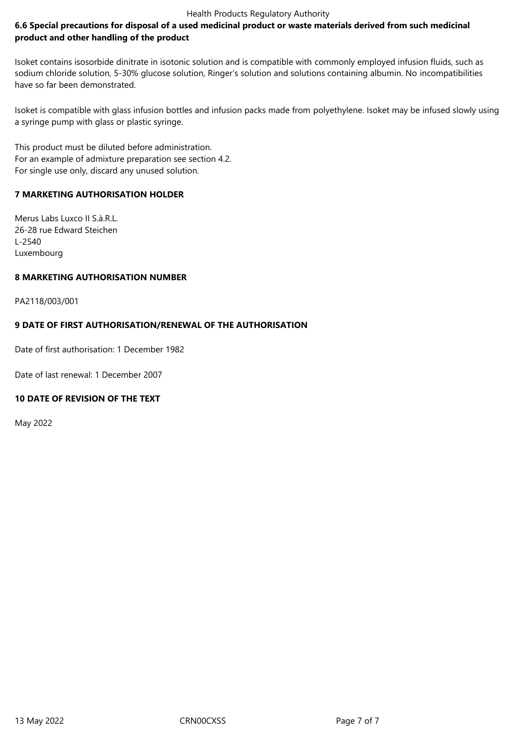## 6.6 Special precautions for disposal of a used medicinal product or waste materials derived from such medicinal product and other handling of the product

Isoket contains isosorbide dinitrate in isotonic solution and is compatible with commonly employed infusion fluids, such as sodium chloride solution, 5-30% glucose solution, Ringer's solution and solutions containing albumin. No incompatibilities have so far been demonstrated.

Isoket is compatible with glass infusion bottles and infusion packs made from polyethylene. Isoket may be infused slowly using a syringe pump with glass or plastic syringe.

This product must be diluted before administration.
For an example of admixture preparation see section 4.2.
For single use only, discard any unused solution.

## 7 MARKETING AUTHORISATION HOLDER

Merus Labs Luxco II S.à.R.L.
26-28 rue Edward Steichen
L-2540
Luxembourg

## 8 MARKETING AUTHORISATION NUMBER

PA2118/003/001

## 9 DATE OF FIRST AUTHORISATION/RENEWAL OF THE AUTHORISATION

Date of first authorisation: 1 December 1982

Date of last renewal: 1 December 2007

## 10 DATE OF REVISION OF THE TEXT

May 2022